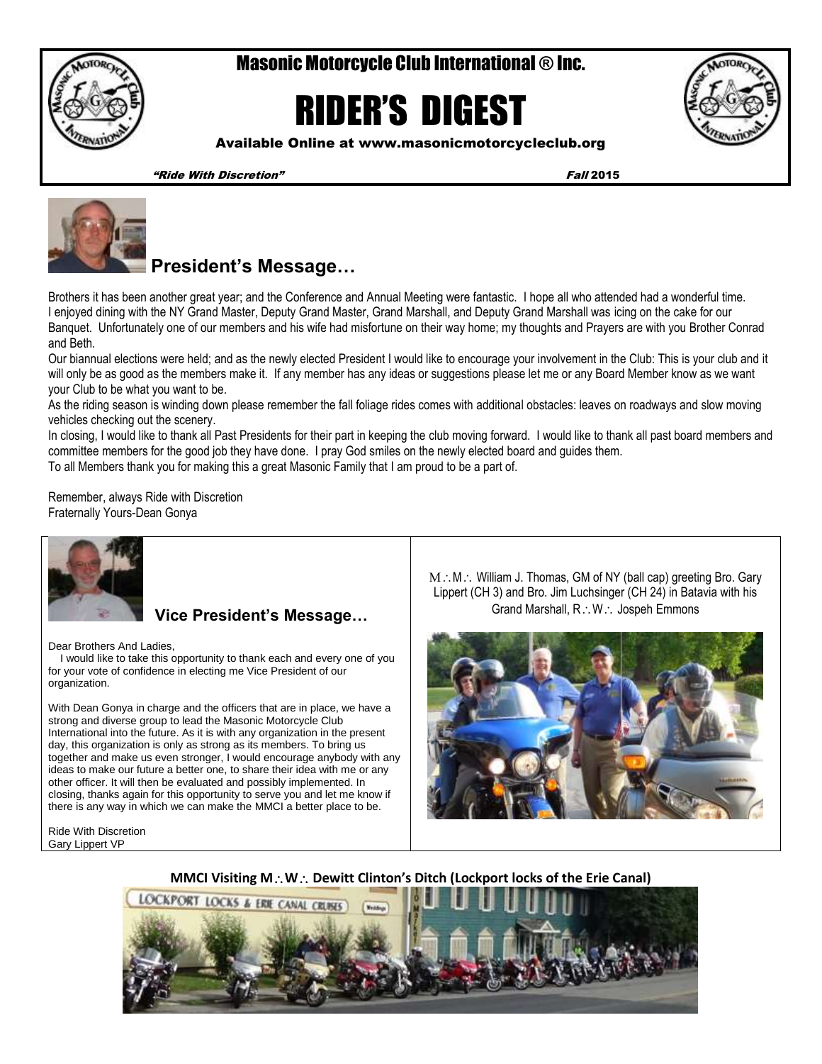# Masonic Motorcycle Club International ® Inc.

# RIDER'S DIGEST

**Available Online at www.masonicmotorcycleclub.org**

***"Ride With Discretion"*** ***Fall* 2015**

## President's Message…

Brothers it has been another great year; and the Conference and Annual Meeting were fantastic. I hope all who attended had a wonderful time. I enjoyed dining with the NY Grand Master, Deputy Grand Master, Grand Marshall, and Deputy Grand Marshall was icing on the cake for our Banquet. Unfortunately one of our members and his wife had misfortune on their way home; my thoughts and Prayers are with you Brother Conrad and Beth.

Our biannual elections were held; and as the newly elected President I would like to encourage your involvement in the Club: This is your club and it will only be as good as the members make it. If any member has any ideas or suggestions please let me or any Board Member know as we want your Club to be what you want to be.

As the riding season is winding down please remember the fall foliage rides comes with additional obstacles: leaves on roadways and slow moving vehicles checking out the scenery.

In closing, I would like to thank all Past Presidents for their part in keeping the club moving forward. I would like to thank all past board members and committee members for the good job they have done. I pray God smiles on the newly elected board and guides them.

To all Members thank you for making this a great Masonic Family that I am proud to be a part of.

Remember, always Ride with Discretion
Fraternally Yours-Dean Gonya

## Vice President's Message…

Dear Brothers And Ladies,

I would like to take this opportunity to thank each and every one of you for your vote of confidence in electing me Vice President of our organization.

With Dean Gonya in charge and the officers that are in place, we have a strong and diverse group to lead the Masonic Motorcycle Club International into the future. As it is with any organization in the present day, this organization is only as strong as its members. To bring us together and make us even stronger, I would encourage anybody with any ideas to make our future a better one, to share their idea with me or any other officer. It will then be evaluated and possibly implemented. In closing, thanks again for this opportunity to serve you and let me know if there is any way in which we can make the MMCI a better place to be.

Ride With Discretion
Gary Lippert VP

M∴M∴ William J. Thomas, GM of NY (ball cap) greeting Bro. Gary Lippert (CH 3) and Bro. Jim Luchsinger (CH 24) in Batavia with his Grand Marshall, R∴W∴ Jospeh Emmons

**MMCI Visiting M∴W∴ Dewitt Clinton's Ditch (Lockport locks of the Erie Canal)**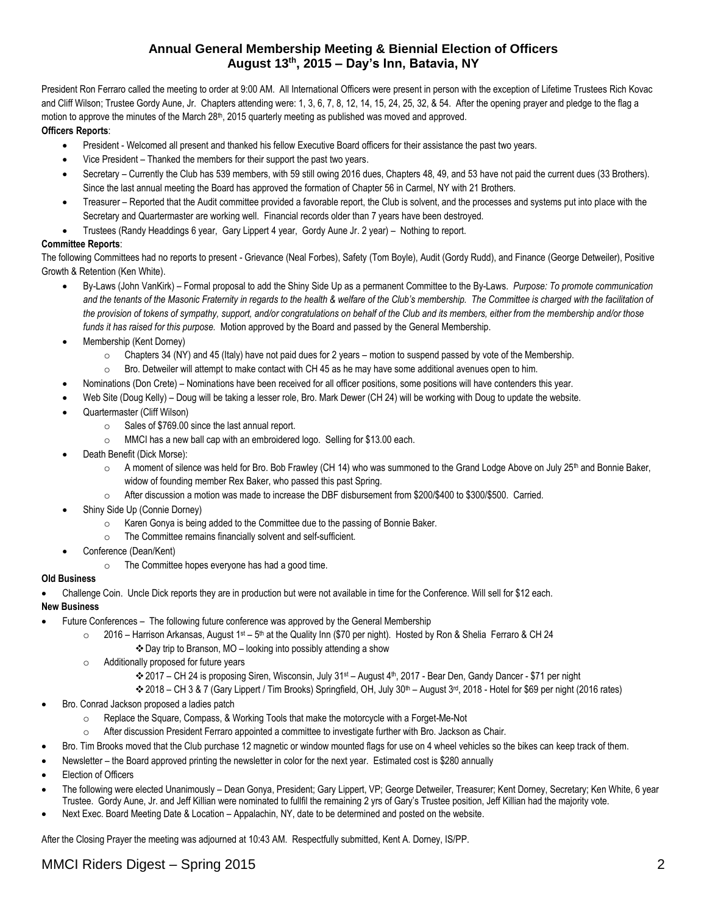# Annual General Membership Meeting & Biennial Election of Officers
## August 13th, 2015 – Day's Inn, Batavia, NY

President Ron Ferraro called the meeting to order at 9:00 AM. All International Officers were present in person with the exception of Lifetime Trustees Rich Kovac and Cliff Wilson; Trustee Gordy Aune, Jr. Chapters attending were: 1, 3, 6, 7, 8, 12, 14, 15, 24, 25, 32, & 54. After the opening prayer and pledge to the flag a motion to approve the minutes of the March 28th, 2015 quarterly meeting as published was moved and approved.

**Officers Reports**:

- President - Welcomed all present and thanked his fellow Executive Board officers for their assistance the past two years.
- Vice President – Thanked the members for their support the past two years.
- Secretary – Currently the Club has 539 members, with 59 still owing 2016 dues, Chapters 48, 49, and 53 have not paid the current dues (33 Brothers). Since the last annual meeting the Board has approved the formation of Chapter 56 in Carmel, NY with 21 Brothers.
- Treasurer – Reported that the Audit committee provided a favorable report, the Club is solvent, and the processes and systems put into place with the Secretary and Quartermaster are working well. Financial records older than 7 years have been destroyed.
- Trustees (Randy Headdings 6 year, Gary Lippert 4 year, Gordy Aune Jr. 2 year) – Nothing to report.

**Committee Reports**:

The following Committees had no reports to present - Grievance (Neal Forbes), Safety (Tom Boyle), Audit (Gordy Rudd), and Finance (George Detweiler), Positive Growth & Retention (Ken White).

- By-Laws (John VanKirk) – Formal proposal to add the Shiny Side Up as a permanent Committee to the By-Laws. *Purpose: To promote communication and the tenants of the Masonic Fraternity in regards to the health & welfare of the Club's membership. The Committee is charged with the facilitation of the provision of tokens of sympathy, support, and/or congratulations on behalf of the Club and its members, either from the membership and/or those funds it has raised for this purpose.* Motion approved by the Board and passed by the General Membership.
- Membership (Kent Dorney)
  - Chapters 34 (NY) and 45 (Italy) have not paid dues for 2 years – motion to suspend passed by vote of the Membership.
  - Bro. Detweiler will attempt to make contact with CH 45 as he may have some additional avenues open to him.
- Nominations (Don Crete) – Nominations have been received for all officer positions, some positions will have contenders this year.
- Web Site (Doug Kelly) – Doug will be taking a lesser role, Bro. Mark Dewer (CH 24) will be working with Doug to update the website.
- Quartermaster (Cliff Wilson)
  - Sales of $769.00 since the last annual report.
  - MMCI has a new ball cap with an embroidered logo. Selling for $13.00 each.
- Death Benefit (Dick Morse):
  - A moment of silence was held for Bro. Bob Frawley (CH 14) who was summoned to the Grand Lodge Above on July 25th and Bonnie Baker, widow of founding member Rex Baker, who passed this past Spring.
  - After discussion a motion was made to increase the DBF disbursement from $200/$400 to $300/$500. Carried.
- Shiny Side Up (Connie Dorney)
  - Karen Gonya is being added to the Committee due to the passing of Bonnie Baker.
  - The Committee remains financially solvent and self-sufficient.
- Conference (Dean/Kent)
  - The Committee hopes everyone has had a good time.

**Old Business**

- Challenge Coin. Uncle Dick reports they are in production but were not available in time for the Conference. Will sell for $12 each.

**New Business**

- Future Conferences – The following future conference was approved by the General Membership
  - 2016 – Harrison Arkansas, August 1st – 5th at the Quality Inn ($70 per night). Hosted by Ron & Shelia Ferraro & CH 24
    - Day trip to Branson, MO – looking into possibly attending a show
  - Additionally proposed for future years
    - 2017 – CH 24 is proposing Siren, Wisconsin, July 31st – August 4th, 2017 - Bear Den, Gandy Dancer - $71 per night
    - 2018 – CH 3 & 7 (Gary Lippert / Tim Brooks) Springfield, OH, July 30th – August 3rd, 2018 - Hotel for $69 per night (2016 rates)
- Bro. Conrad Jackson proposed a ladies patch
  - Replace the Square, Compass, & Working Tools that make the motorcycle with a Forget-Me-Not
  - After discussion President Ferraro appointed a committee to investigate further with Bro. Jackson as Chair.
- Bro. Tim Brooks moved that the Club purchase 12 magnetic or window mounted flags for use on 4 wheel vehicles so the bikes can keep track of them.
- Newsletter – the Board approved printing the newsletter in color for the next year. Estimated cost is $280 annually
- Election of Officers
- The following were elected Unanimously – Dean Gonya, President; Gary Lippert, VP; George Detweiler, Treasurer; Kent Dorney, Secretary; Ken White, 6 year Trustee. Gordy Aune, Jr. and Jeff Killian were nominated to fullfil the remaining 2 yrs of Gary's Trustee position, Jeff Killian had the majority vote.
- Next Exec. Board Meeting Date & Location – Appalachin, NY, date to be determined and posted on the website.

After the Closing Prayer the meeting was adjourned at 10:43 AM. Respectfully submitted, Kent A. Dorney, IS/PP.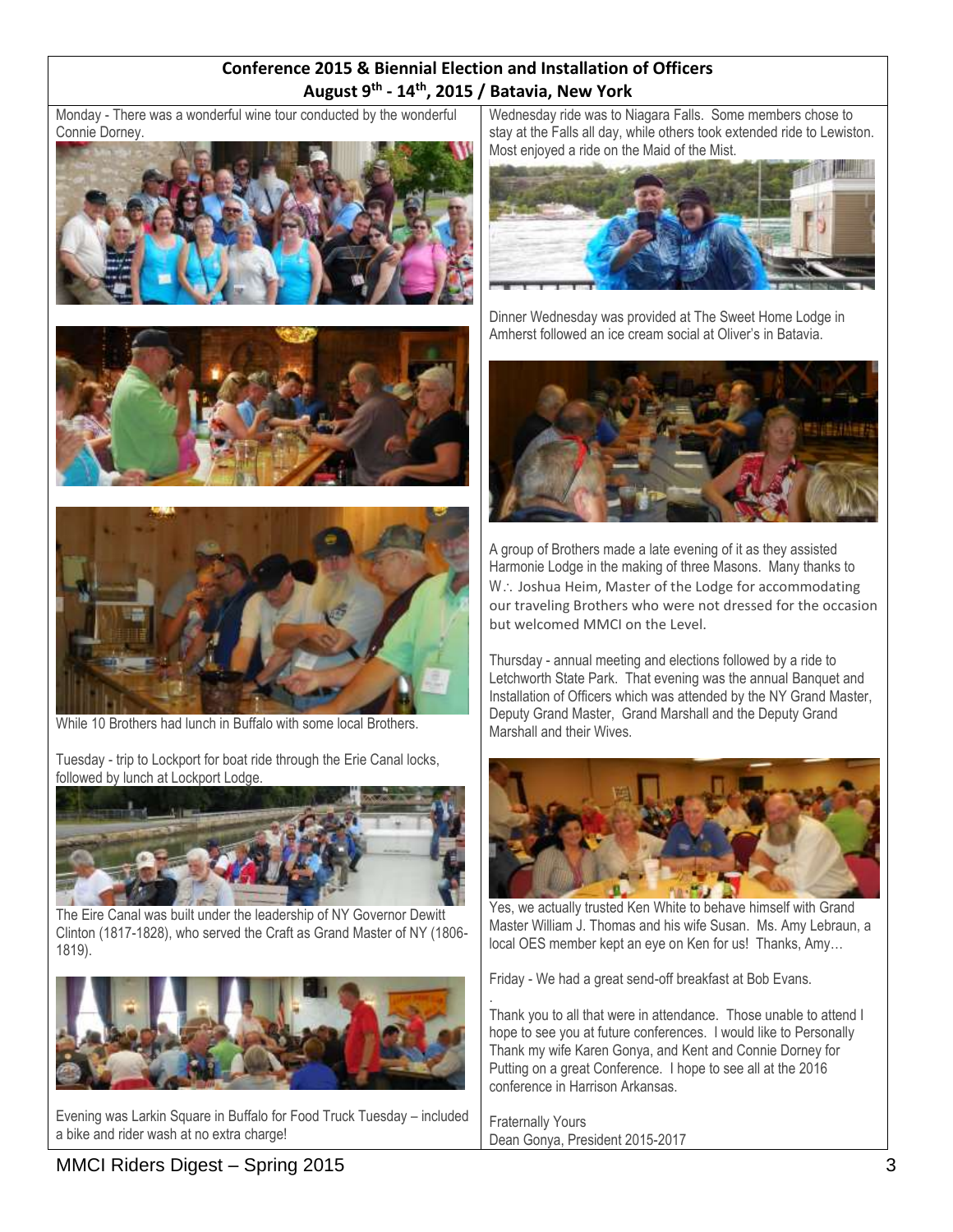## Conference 2015 & Biennial Election and Installation of Officers
### August 9th - 14th, 2015 / Batavia, New York

Monday - There was a wonderful wine tour conducted by the wonderful Connie Dorney.

While 10 Brothers had lunch in Buffalo with some local Brothers.

Tuesday - trip to Lockport for boat ride through the Erie Canal locks, followed by lunch at Lockport Lodge.

The Eire Canal was built under the leadership of NY Governor Dewitt Clinton (1817-1828), who served the Craft as Grand Master of NY (1806-1819).

Evening was Larkin Square in Buffalo for Food Truck Tuesday – included a bike and rider wash at no extra charge!

Wednesday ride was to Niagara Falls. Some members chose to stay at the Falls all day, while others took extended ride to Lewiston. Most enjoyed a ride on the Maid of the Mist.

Dinner Wednesday was provided at The Sweet Home Lodge in Amherst followed an ice cream social at Oliver's in Batavia.

A group of Brothers made a late evening of it as they assisted Harmonie Lodge in the making of three Masons. Many thanks to W∴ Joshua Heim, Master of the Lodge for accommodating our traveling Brothers who were not dressed for the occasion but welcomed MMCI on the Level.

Thursday - annual meeting and elections followed by a ride to Letchworth State Park. That evening was the annual Banquet and Installation of Officers which was attended by the NY Grand Master, Deputy Grand Master, Grand Marshall and the Deputy Grand Marshall and their Wives.

Yes, we actually trusted Ken White to behave himself with Grand Master William J. Thomas and his wife Susan. Ms. Amy Lebraun, a local OES member kept an eye on Ken for us! Thanks, Amy…

Friday - We had a great send-off breakfast at Bob Evans.

Thank you to all that were in attendance. Those unable to attend I hope to see you at future conferences. I would like to Personally Thank my wife Karen Gonya, and Kent and Connie Dorney for Putting on a great Conference. I hope to see all at the 2016 conference in Harrison Arkansas.

Fraternally Yours
Dean Gonya, President 2015-2017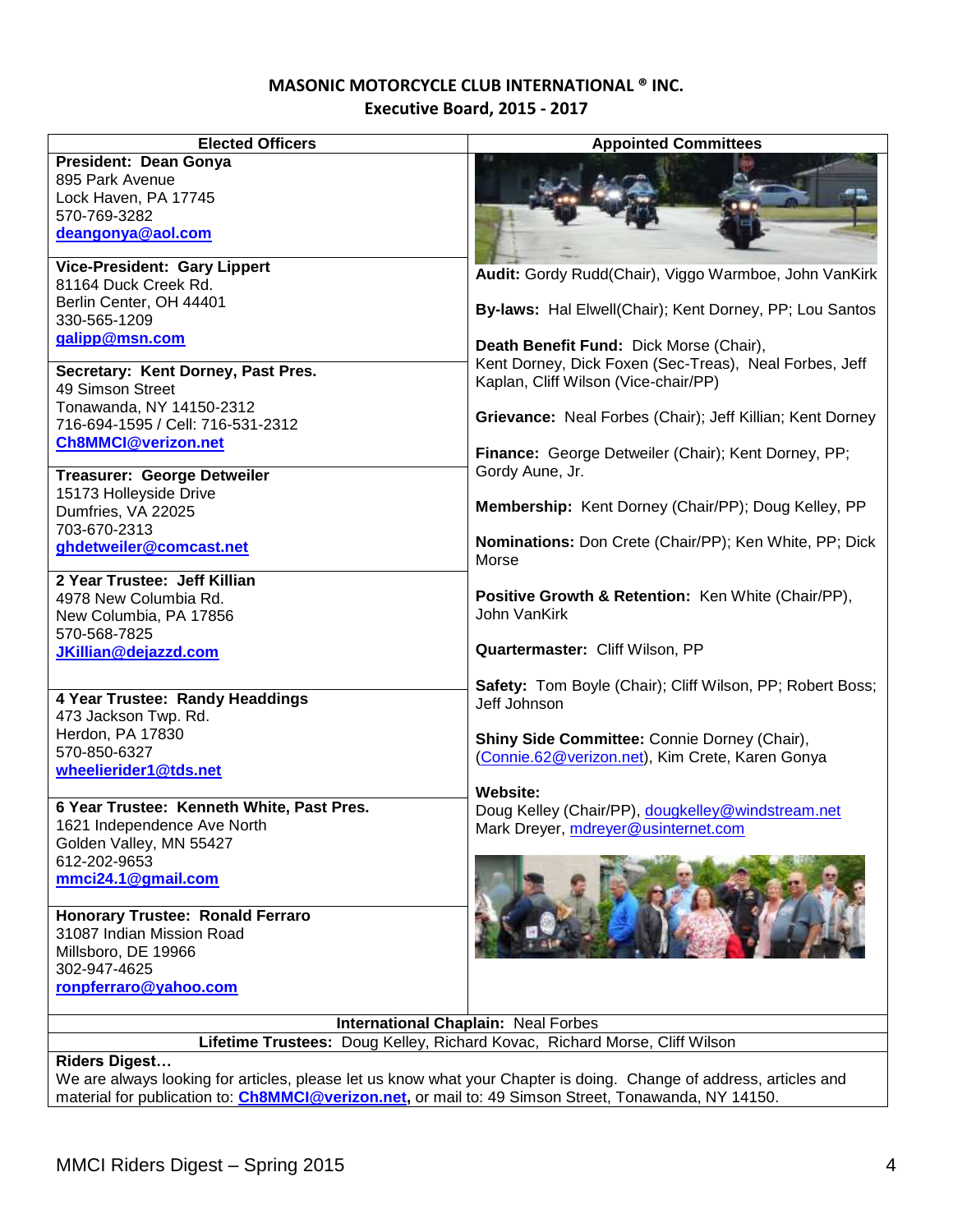## MASONIC MOTORCYCLE CLUB INTERNATIONAL ® INC.

### Executive Board, 2015 - 2017

| Elected Officers | Appointed Committees |
|---|---|
| **President: Dean Gonya**<br>895 Park Avenue<br>Lock Haven, PA 17745<br>570-769-3282<br>**deangonya@aol.com** | **Audit:** Gordy Rudd(Chair), Viggo Warmboe, John VanKirk |
| **Vice-President: Gary Lippert**<br>81164 Duck Creek Rd.<br>Berlin Center, OH 44401<br>330-565-1209<br>**galipp@msn.com** | **By-laws:** Hal Elwell(Chair); Kent Dorney, PP; Lou Santos<br><br>**Death Benefit Fund:** Dick Morse (Chair), Kent Dorney, Dick Foxen (Sec-Treas), Neal Forbes, Jeff Kaplan, Cliff Wilson (Vice-chair/PP) |
| **Secretary: Kent Dorney, Past Pres.**<br>49 Simson Street<br>Tonawanda, NY 14150-2312<br>716-694-1595 / Cell: 716-531-2312<br>**Ch8MMCI@verizon.net** | **Grievance:** Neal Forbes (Chair); Jeff Killian; Kent Dorney<br><br>**Finance:** George Detweiler (Chair); Kent Dorney, PP; Gordy Aune, Jr. |
| **Treasurer: George Detweiler**<br>15173 Holleyside Drive<br>Dumfries, VA 22025<br>703-670-2313<br>**ghdetweiler@comcast.net** | **Membership:** Kent Dorney (Chair/PP); Doug Kelley, PP<br><br>**Nominations:** Don Crete (Chair/PP); Ken White, PP; Dick Morse |
| **2 Year Trustee: Jeff Killian**<br>4978 New Columbia Rd.<br>New Columbia, PA 17856<br>570-568-7825<br>**JKillian@dejazzd.com** | **Positive Growth & Retention:** Ken White (Chair/PP), John VanKirk<br><br>**Quartermaster:** Cliff Wilson, PP |
| **4 Year Trustee: Randy Headdings**<br>473 Jackson Twp. Rd.<br>Herdon, PA 17830<br>570-850-6327<br>**wheelierider1@tds.net** | **Safety:** Tom Boyle (Chair); Cliff Wilson, PP; Robert Boss; Jeff Johnson<br><br>**Shiny Side Committee:** Connie Dorney (Chair), (Connie.62@verizon.net), Kim Crete, Karen Gonya |
| **6 Year Trustee: Kenneth White, Past Pres.**<br>1621 Independence Ave North<br>Golden Valley, MN 55427<br>612-202-9653<br>**mmci24.1@gmail.com** | **Website:**<br>Doug Kelley (Chair/PP), dougkelley@windstream.net<br>Mark Dreyer, mdreyer@usinternet.com |
| **Honorary Trustee: Ronald Ferraro**<br>31087 Indian Mission Road<br>Millsboro, DE 19966<br>302-947-4625<br>**ronpferraro@yahoo.com** | |

**International Chaplain:** Neal Forbes

**Lifetime Trustees:** Doug Kelley, Richard Kovac, Richard Morse, Cliff Wilson

**Riders Digest…**

We are always looking for articles, please let us know what your Chapter is doing. Change of address, articles and material for publication to: **Ch8MMCI@verizon.net,** or mail to: 49 Simson Street, Tonawanda, NY 14150.